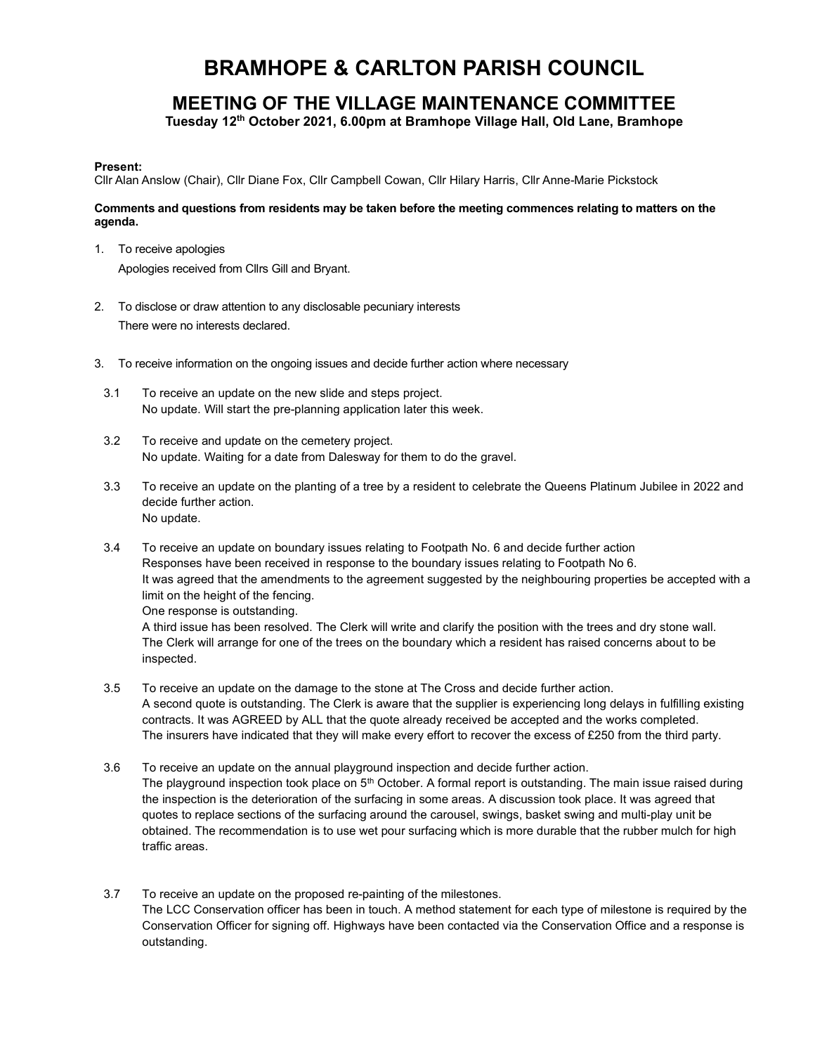# BRAMHOPE & CARLTON PARISH COUNCIL

## MEETING OF THE VILLAGE MAINTENANCE COMMITTEE

**Tuesday 12th October 2021, 6.00pm at Bramhope Village Hall, Old Lane, Bramhope**

**Present:**
Cllr Alan Anslow (Chair), Cllr Diane Fox, Cllr Campbell Cowan, Cllr Hilary Harris, Cllr Anne-Marie Pickstock

**Comments and questions from residents may be taken before the meeting commences relating to matters on the agenda.**

1. To receive apologies
   Apologies received from Cllrs Gill and Bryant.

2. To disclose or draw attention to any disclosable pecuniary interests
   There were no interests declared.

3. To receive information on the ongoing issues and decide further action where necessary

   3.1 To receive an update on the new slide and steps project.
   No update. Will start the pre-planning application later this week.

   3.2 To receive and update on the cemetery project.
   No update. Waiting for a date from Dalesway for them to do the gravel.

   3.3 To receive an update on the planting of a tree by a resident to celebrate the Queens Platinum Jubilee in 2022 and decide further action.
   No update.

   3.4 To receive an update on boundary issues relating to Footpath No. 6 and decide further action
   Responses have been received in response to the boundary issues relating to Footpath No 6.
   It was agreed that the amendments to the agreement suggested by the neighbouring properties be accepted with a limit on the height of the fencing.
   One response is outstanding.
   A third issue has been resolved. The Clerk will write and clarify the position with the trees and dry stone wall.
   The Clerk will arrange for one of the trees on the boundary which a resident has raised concerns about to be inspected.

   3.5 To receive an update on the damage to the stone at The Cross and decide further action.
   A second quote is outstanding. The Clerk is aware that the supplier is experiencing long delays in fulfilling existing contracts. It was AGREED by ALL that the quote already received be accepted and the works completed.
   The insurers have indicated that they will make every effort to recover the excess of £250 from the third party.

   3.6 To receive an update on the annual playground inspection and decide further action.
   The playground inspection took place on 5th October. A formal report is outstanding. The main issue raised during the inspection is the deterioration of the surfacing in some areas. A discussion took place. It was agreed that quotes to replace sections of the surfacing around the carousel, swings, basket swing and multi-play unit be obtained. The recommendation is to use wet pour surfacing which is more durable that the rubber mulch for high traffic areas.

   3.7 To receive an update on the proposed re-painting of the milestones.
   The LCC Conservation officer has been in touch. A method statement for each type of milestone is required by the Conservation Officer for signing off. Highways have been contacted via the Conservation Office and a response is outstanding.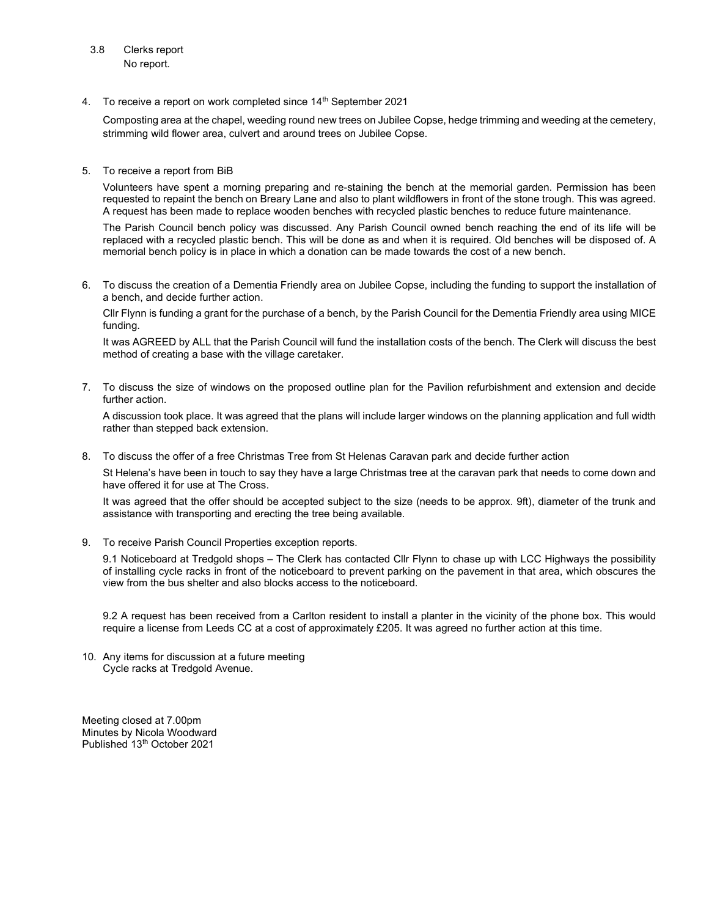3.8 Clerks report
No report.

4. To receive a report on work completed since 14th September 2021

   Composting area at the chapel, weeding round new trees on Jubilee Copse, hedge trimming and weeding at the cemetery, strimming wild flower area, culvert and around trees on Jubilee Copse.

5. To receive a report from BiB

   Volunteers have spent a morning preparing and re-staining the bench at the memorial garden. Permission has been requested to repaint the bench on Breary Lane and also to plant wildflowers in front of the stone trough. This was agreed. A request has been made to replace wooden benches with recycled plastic benches to reduce future maintenance.

   The Parish Council bench policy was discussed. Any Parish Council owned bench reaching the end of its life will be replaced with a recycled plastic bench. This will be done as and when it is required. Old benches will be disposed of. A memorial bench policy is in place in which a donation can be made towards the cost of a new bench.

6. To discuss the creation of a Dementia Friendly area on Jubilee Copse, including the funding to support the installation of a bench, and decide further action.

   Cllr Flynn is funding a grant for the purchase of a bench, by the Parish Council for the Dementia Friendly area using MICE funding.

   It was AGREED by ALL that the Parish Council will fund the installation costs of the bench. The Clerk will discuss the best method of creating a base with the village caretaker.

7. To discuss the size of windows on the proposed outline plan for the Pavilion refurbishment and extension and decide further action.

   A discussion took place. It was agreed that the plans will include larger windows on the planning application and full width rather than stepped back extension.

8. To discuss the offer of a free Christmas Tree from St Helenas Caravan park and decide further action

   St Helena's have been in touch to say they have a large Christmas tree at the caravan park that needs to come down and have offered it for use at The Cross.

   It was agreed that the offer should be accepted subject to the size (needs to be approx. 9ft), diameter of the trunk and assistance with transporting and erecting the tree being available.

9. To receive Parish Council Properties exception reports.

   9.1 Noticeboard at Tredgold shops – The Clerk has contacted Cllr Flynn to chase up with LCC Highways the possibility of installing cycle racks in front of the noticeboard to prevent parking on the pavement in that area, which obscures the view from the bus shelter and also blocks access to the noticeboard.

   9.2 A request has been received from a Carlton resident to install a planter in the vicinity of the phone box. This would require a license from Leeds CC at a cost of approximately £205. It was agreed no further action at this time.

10. Any items for discussion at a future meeting
    Cycle racks at Tredgold Avenue.

Meeting closed at 7.00pm
Minutes by Nicola Woodward
Published 13th October 2021